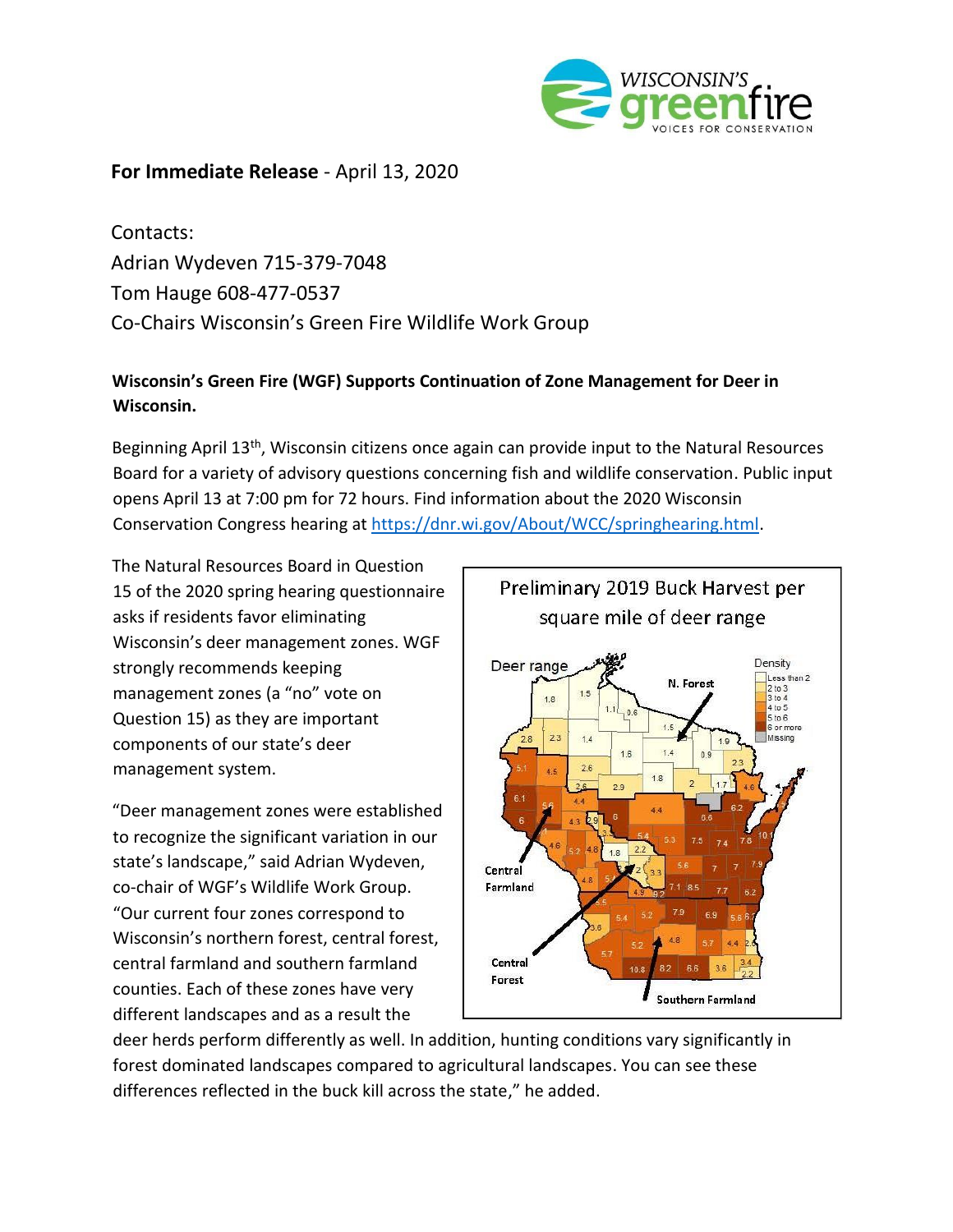**For Immediate Release** - April 13, 2020

Contacts:
Adrian Wydeven 715-379-7048
Tom Hauge 608-477-0537
Co-Chairs Wisconsin's Green Fire Wildlife Work Group

**Wisconsin's Green Fire (WGF) Supports Continuation of Zone Management for Deer in Wisconsin.**

Beginning April 13th, Wisconsin citizens once again can provide input to the Natural Resources Board for a variety of advisory questions concerning fish and wildlife conservation. Public input opens April 13 at 7:00 pm for 72 hours. Find information about the 2020 Wisconsin Conservation Congress hearing at https://dnr.wi.gov/About/WCC/springhearing.html.

The Natural Resources Board in Question 15 of the 2020 spring hearing questionnaire asks if residents favor eliminating Wisconsin's deer management zones. WGF strongly recommends keeping management zones (a "no" vote on Question 15) as they are important components of our state's deer management system.

"Deer management zones were established to recognize the significant variation in our state's landscape," said Adrian Wydeven, co-chair of WGF's Wildlife Work Group. "Our current four zones correspond to Wisconsin's northern forest, central forest, central farmland and southern farmland counties. Each of these zones have very different landscapes and as a result the deer herds perform differently as well. In addition, hunting conditions vary significantly in forest dominated landscapes compared to agricultural landscapes. You can see these differences reflected in the buck kill across the state," he added.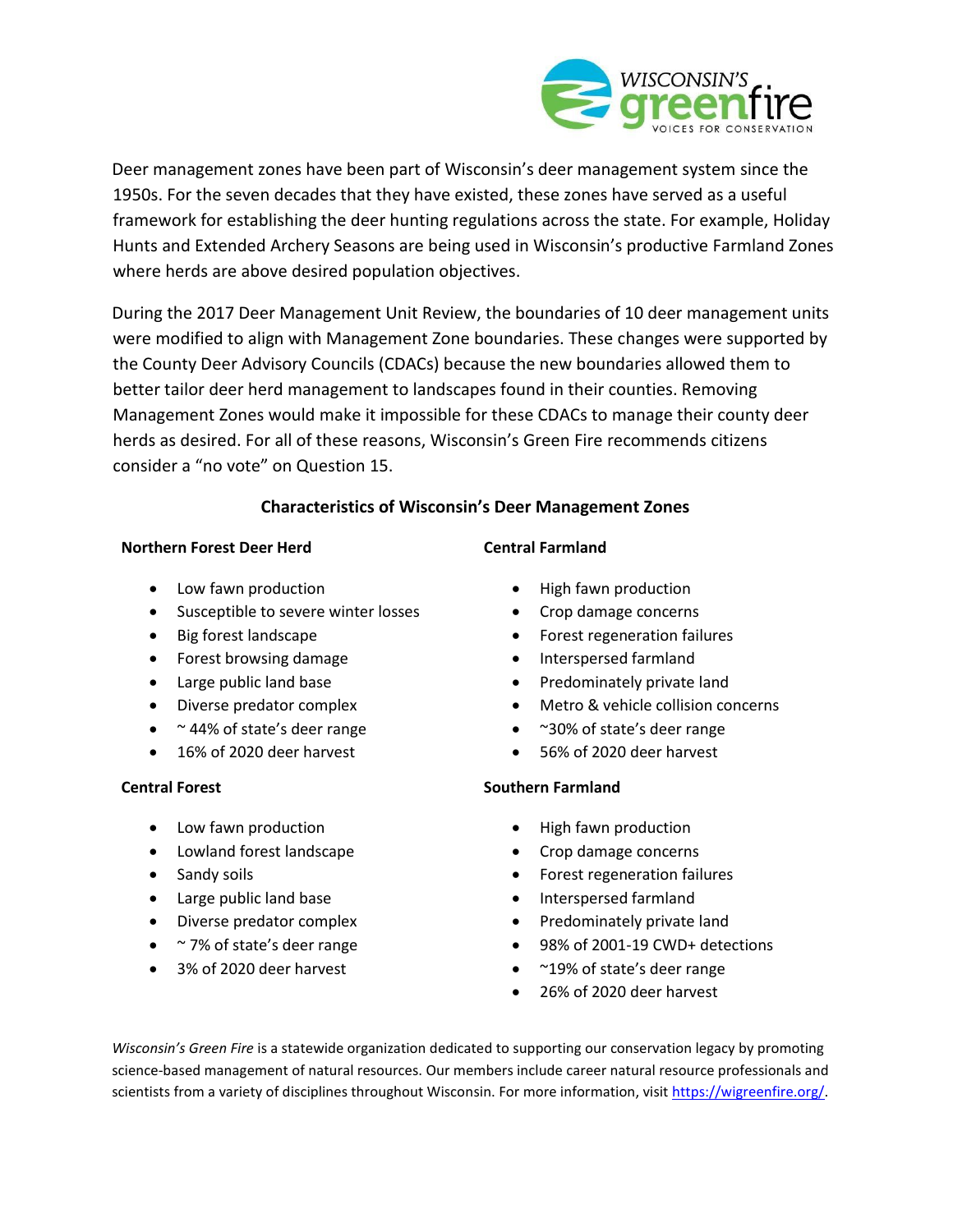Deer management zones have been part of Wisconsin's deer management system since the 1950s. For the seven decades that they have existed, these zones have served as a useful framework for establishing the deer hunting regulations across the state. For example, Holiday Hunts and Extended Archery Seasons are being used in Wisconsin's productive Farmland Zones where herds are above desired population objectives.

During the 2017 Deer Management Unit Review, the boundaries of 10 deer management units were modified to align with Management Zone boundaries. These changes were supported by the County Deer Advisory Councils (CDACs) because the new boundaries allowed them to better tailor deer herd management to landscapes found in their counties. Removing Management Zones would make it impossible for these CDACs to manage their county deer herds as desired. For all of these reasons, Wisconsin's Green Fire recommends citizens consider a "no vote" on Question 15.

## Characteristics of Wisconsin's Deer Management Zones

**Northern Forest Deer Herd**

- Low fawn production
- Susceptible to severe winter losses
- Big forest landscape
- Forest browsing damage
- Large public land base
- Diverse predator complex
- ~ 44% of state's deer range
- 16% of 2020 deer harvest

**Central Forest**

- Low fawn production
- Lowland forest landscape
- Sandy soils
- Large public land base
- Diverse predator complex
- ~ 7% of state's deer range
- 3% of 2020 deer harvest

**Central Farmland**

- High fawn production
- Crop damage concerns
- Forest regeneration failures
- Interspersed farmland
- Predominately private land
- Metro & vehicle collision concerns
- ~30% of state's deer range
- 56% of 2020 deer harvest

**Southern Farmland**

- High fawn production
- Crop damage concerns
- Forest regeneration failures
- Interspersed farmland
- Predominately private land
- 98% of 2001-19 CWD+ detections
- ~19% of state's deer range
- 26% of 2020 deer harvest

*Wisconsin's Green Fire* is a statewide organization dedicated to supporting our conservation legacy by promoting science-based management of natural resources. Our members include career natural resource professionals and scientists from a variety of disciplines throughout Wisconsin. For more information, visit https://wigreenfire.org/.